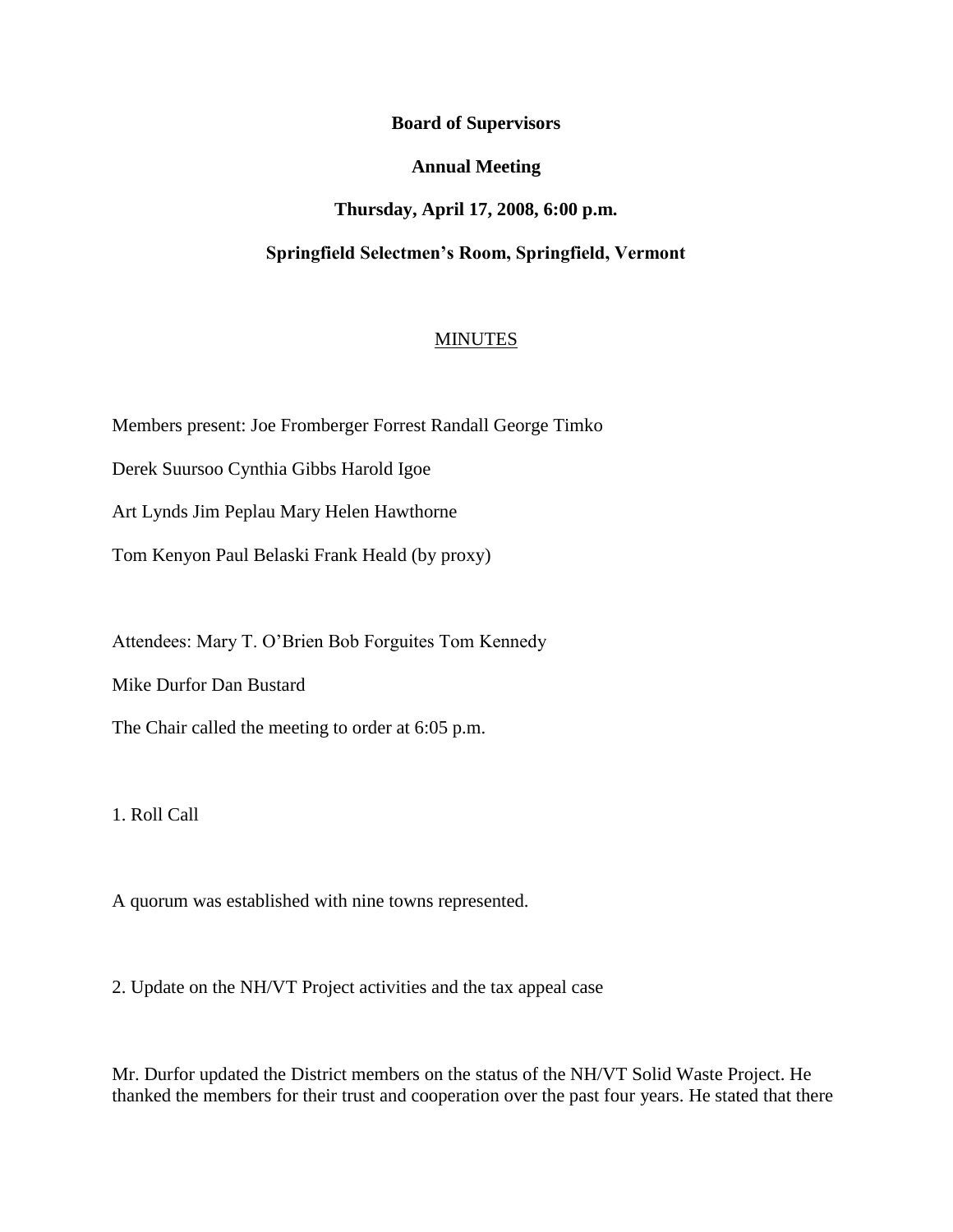**Board of Supervisors**

**Annual Meeting**

**Thursday, April 17, 2008, 6:00 p.m.**

**Springfield Selectmen's Room, Springfield, Vermont**

MINUTES

Members present: Joe Fromberger Forrest Randall George Timko

Derek Suursoo Cynthia Gibbs Harold Igoe

Art Lynds Jim Peplau Mary Helen Hawthorne

Tom Kenyon Paul Belaski Frank Heald (by proxy)

Attendees: Mary T. O'Brien Bob Forguites Tom Kennedy

Mike Durfor Dan Bustard

The Chair called the meeting to order at 6:05 p.m.

1. Roll Call

A quorum was established with nine towns represented.

2. Update on the NH/VT Project activities and the tax appeal case

Mr. Durfor updated the District members on the status of the NH/VT Solid Waste Project. He thanked the members for their trust and cooperation over the past four years. He stated that there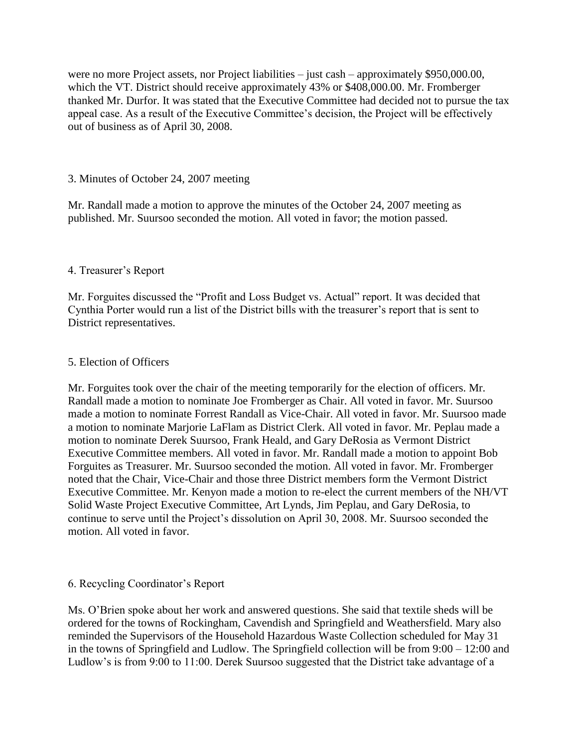were no more Project assets, nor Project liabilities – just cash – approximately $950,000.00, which the VT. District should receive approximately 43% or $408,000.00. Mr. Fromberger thanked Mr. Durfor. It was stated that the Executive Committee had decided not to pursue the tax appeal case. As a result of the Executive Committee's decision, the Project will be effectively out of business as of April 30, 2008.

3. Minutes of October 24, 2007 meeting

Mr. Randall made a motion to approve the minutes of the October 24, 2007 meeting as published. Mr. Suursoo seconded the motion. All voted in favor; the motion passed.

4. Treasurer's Report

Mr. Forguites discussed the "Profit and Loss Budget vs. Actual" report. It was decided that Cynthia Porter would run a list of the District bills with the treasurer's report that is sent to District representatives.

5. Election of Officers

Mr. Forguites took over the chair of the meeting temporarily for the election of officers. Mr. Randall made a motion to nominate Joe Fromberger as Chair. All voted in favor. Mr. Suursoo made a motion to nominate Forrest Randall as Vice-Chair. All voted in favor. Mr. Suursoo made a motion to nominate Marjorie LaFlam as District Clerk. All voted in favor. Mr. Peplau made a motion to nominate Derek Suursoo, Frank Heald, and Gary DeRosia as Vermont District Executive Committee members. All voted in favor. Mr. Randall made a motion to appoint Bob Forguites as Treasurer. Mr. Suursoo seconded the motion. All voted in favor. Mr. Fromberger noted that the Chair, Vice-Chair and those three District members form the Vermont District Executive Committee. Mr. Kenyon made a motion to re-elect the current members of the NH/VT Solid Waste Project Executive Committee, Art Lynds, Jim Peplau, and Gary DeRosia, to continue to serve until the Project's dissolution on April 30, 2008. Mr. Suursoo seconded the motion. All voted in favor.

6. Recycling Coordinator's Report

Ms. O'Brien spoke about her work and answered questions. She said that textile sheds will be ordered for the towns of Rockingham, Cavendish and Springfield and Weathersfield. Mary also reminded the Supervisors of the Household Hazardous Waste Collection scheduled for May 31 in the towns of Springfield and Ludlow. The Springfield collection will be from 9:00 – 12:00 and Ludlow's is from 9:00 to 11:00. Derek Suursoo suggested that the District take advantage of a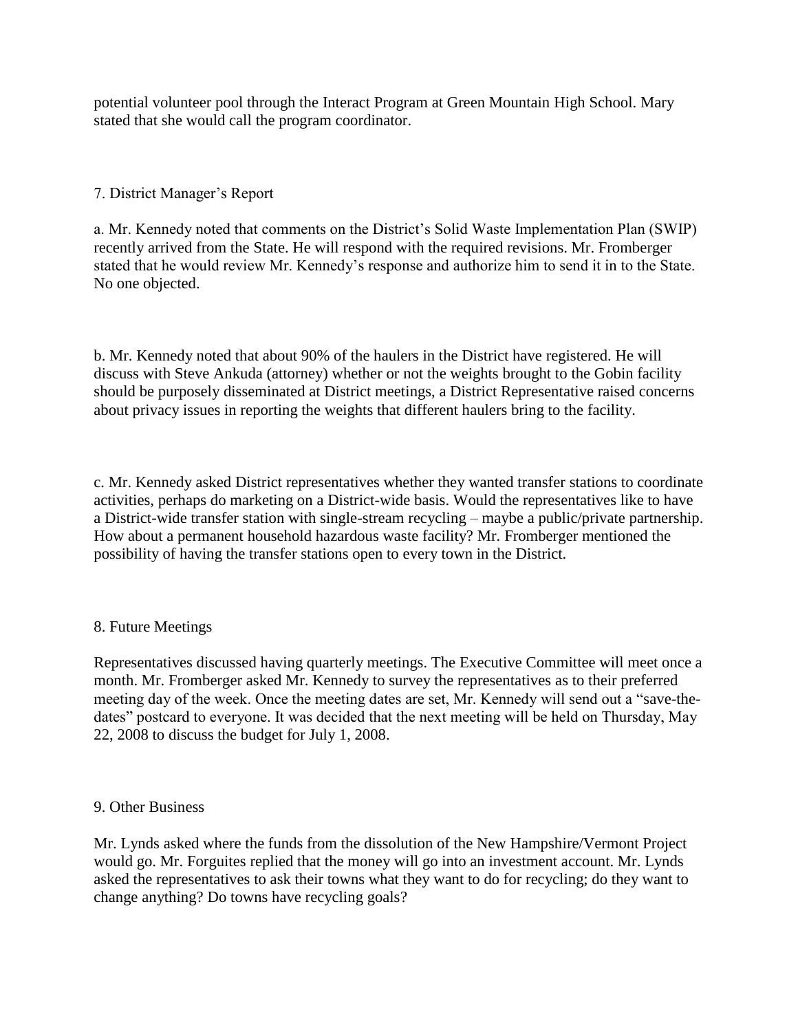potential volunteer pool through the Interact Program at Green Mountain High School. Mary stated that she would call the program coordinator.

7. District Manager's Report

a. Mr. Kennedy noted that comments on the District's Solid Waste Implementation Plan (SWIP) recently arrived from the State. He will respond with the required revisions. Mr. Fromberger stated that he would review Mr. Kennedy's response and authorize him to send it in to the State. No one objected.

b. Mr. Kennedy noted that about 90% of the haulers in the District have registered. He will discuss with Steve Ankuda (attorney) whether or not the weights brought to the Gobin facility should be purposely disseminated at District meetings, a District Representative raised concerns about privacy issues in reporting the weights that different haulers bring to the facility.

c. Mr. Kennedy asked District representatives whether they wanted transfer stations to coordinate activities, perhaps do marketing on a District-wide basis. Would the representatives like to have a District-wide transfer station with single-stream recycling – maybe a public/private partnership. How about a permanent household hazardous waste facility? Mr. Fromberger mentioned the possibility of having the transfer stations open to every town in the District.

8. Future Meetings

Representatives discussed having quarterly meetings. The Executive Committee will meet once a month. Mr. Fromberger asked Mr. Kennedy to survey the representatives as to their preferred meeting day of the week. Once the meeting dates are set, Mr. Kennedy will send out a "save-the-dates" postcard to everyone. It was decided that the next meeting will be held on Thursday, May 22, 2008 to discuss the budget for July 1, 2008.

9. Other Business

Mr. Lynds asked where the funds from the dissolution of the New Hampshire/Vermont Project would go. Mr. Forguites replied that the money will go into an investment account. Mr. Lynds asked the representatives to ask their towns what they want to do for recycling; do they want to change anything? Do towns have recycling goals?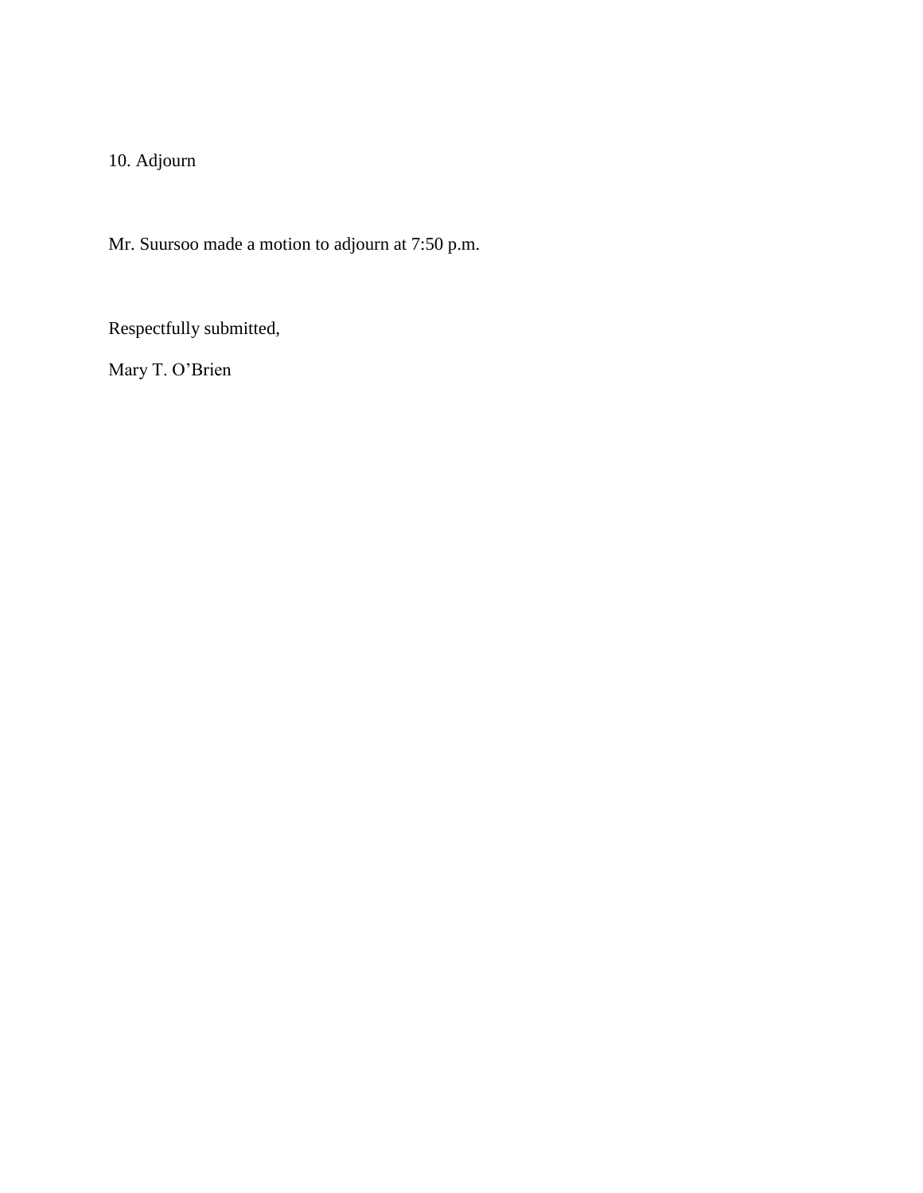10. Adjourn

Mr. Suursoo made a motion to adjourn at 7:50 p.m.

Respectfully submitted,

Mary T. O'Brien